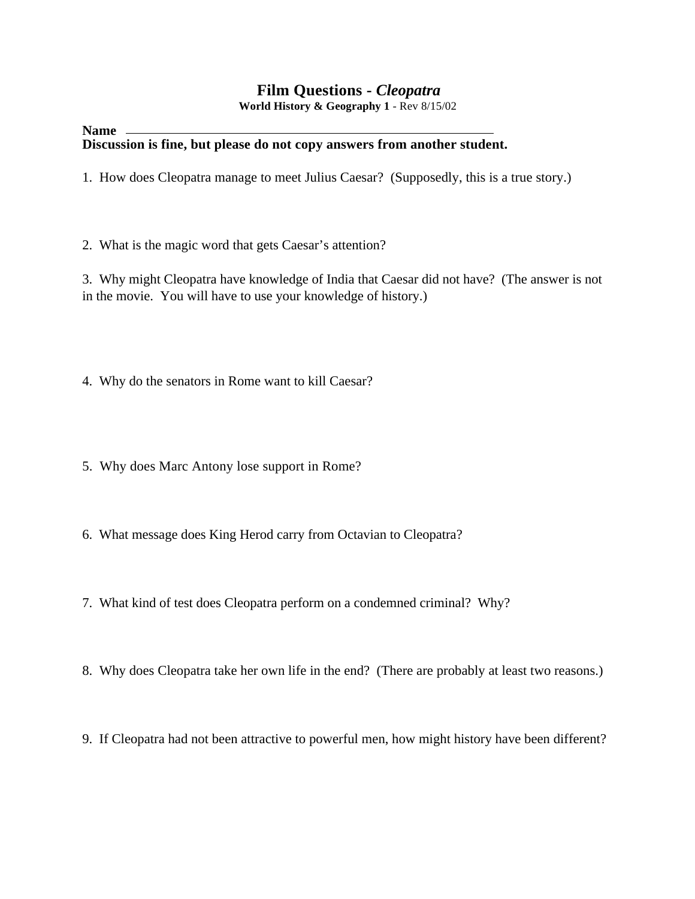# Film Questions - *Cleopatra*

**World History & Geography 1** - Rev 8/15/02

**Name** ______________________________________________

**Discussion is fine, but please do not copy answers from another student.**

1. How does Cleopatra manage to meet Julius Caesar? (Supposedly, this is a true story.)

2. What is the magic word that gets Caesar's attention?

3. Why might Cleopatra have knowledge of India that Caesar did not have? (The answer is not in the movie. You will have to use your knowledge of history.)

4. Why do the senators in Rome want to kill Caesar?

5. Why does Marc Antony lose support in Rome?

6. What message does King Herod carry from Octavian to Cleopatra?

7. What kind of test does Cleopatra perform on a condemned criminal? Why?

8. Why does Cleopatra take her own life in the end? (There are probably at least two reasons.)

9. If Cleopatra had not been attractive to powerful men, how might history have been different?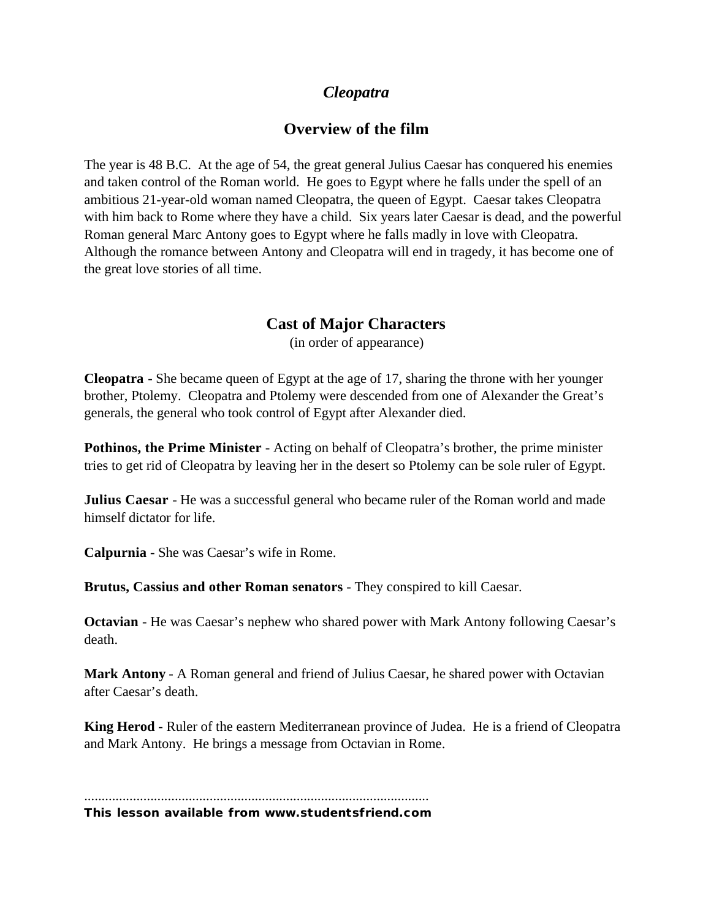## *Cleopatra*

## Overview of the film

The year is 48 B.C. At the age of 54, the great general Julius Caesar has conquered his enemies and taken control of the Roman world. He goes to Egypt where he falls under the spell of an ambitious 21-year-old woman named Cleopatra, the queen of Egypt. Caesar takes Cleopatra with him back to Rome where they have a child. Six years later Caesar is dead, and the powerful Roman general Marc Antony goes to Egypt where he falls madly in love with Cleopatra. Although the romance between Antony and Cleopatra will end in tragedy, it has become one of the great love stories of all time.

## Cast of Major Characters

(in order of appearance)

**Cleopatra** - She became queen of Egypt at the age of 17, sharing the throne with her younger brother, Ptolemy. Cleopatra and Ptolemy were descended from one of Alexander the Great's generals, the general who took control of Egypt after Alexander died.

**Pothinos, the Prime Minister** - Acting on behalf of Cleopatra's brother, the prime minister tries to get rid of Cleopatra by leaving her in the desert so Ptolemy can be sole ruler of Egypt.

**Julius Caesar** - He was a successful general who became ruler of the Roman world and made himself dictator for life.

**Calpurnia** - She was Caesar's wife in Rome.

**Brutus, Cassius and other Roman senators** - They conspired to kill Caesar.

**Octavian** - He was Caesar's nephew who shared power with Mark Antony following Caesar's death.

**Mark Antony** - A Roman general and friend of Julius Caesar, he shared power with Octavian after Caesar's death.

**King Herod** - Ruler of the eastern Mediterranean province of Judea. He is a friend of Cleopatra and Mark Antony. He brings a message from Octavian in Rome.

.................................................................................................

**This lesson available from www.studentsfriend.com**